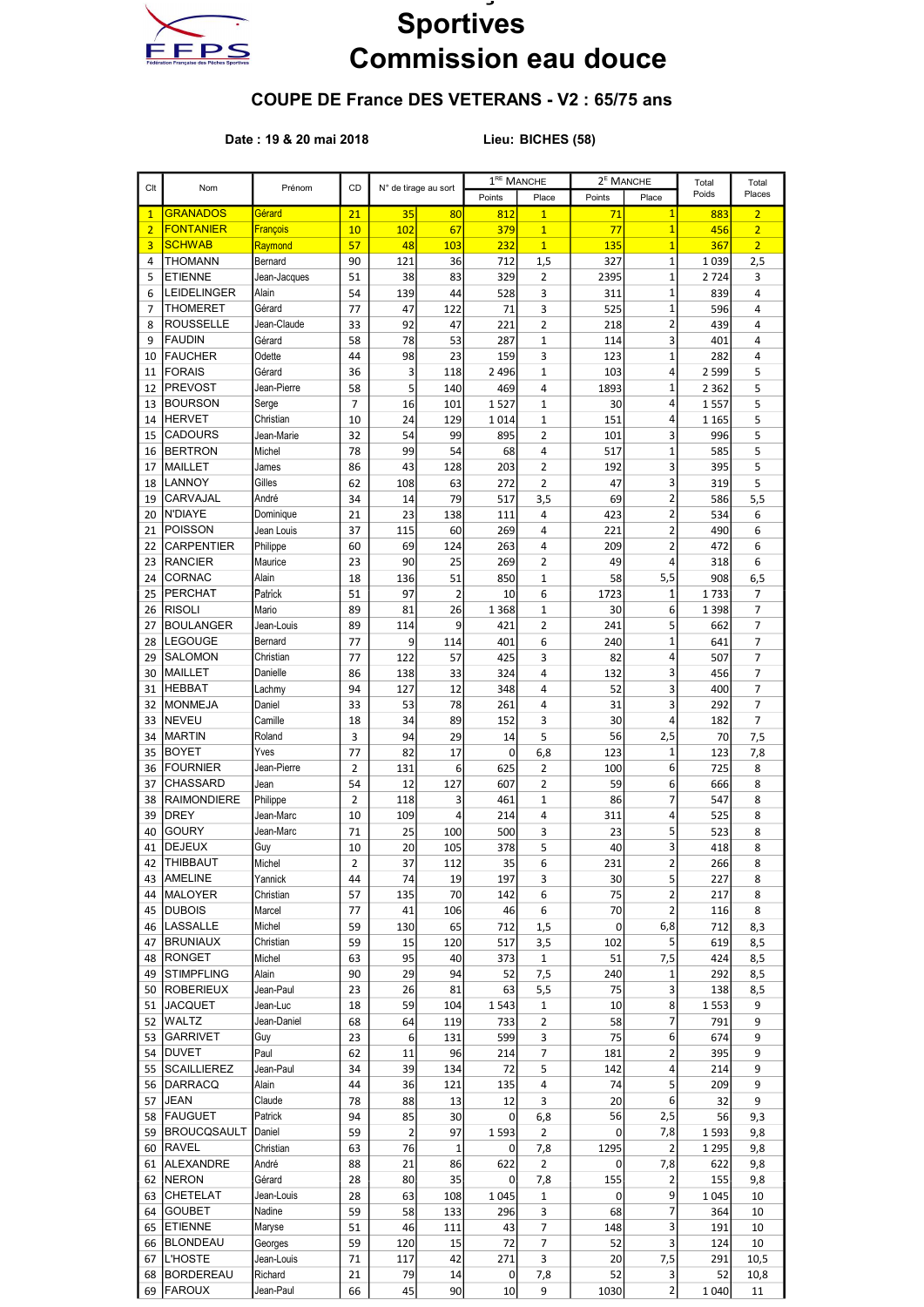# Sportives
# Commission eau douce

## COUPE DE France DES VETERANS - V2 : 65/75 ans

**Date : 19 & 20 mai 2018** **Lieu: BICHES (58)**

| Clt | Nom | Prénom | CD | N° de tirage au sort | | 1RE MANCHE | | 2E MANCHE | | Total Poids | Total Places |
|---|---|---|---|---|---|---|---|---|---|---|---|
| | | | | | | Points | Place | Points | Place | | |
| 1 | GRANADOS | Gérard | 21 | 35 | 80 | 812 | 1 | 71 | 1 | 883 | 2 |
| 2 | FONTANIER | François | 10 | 102 | 67 | 379 | 1 | 77 | 1 | 456 | 2 |
| 3 | SCHWAB | Raymond | 57 | 48 | 103 | 232 | 1 | 135 | 1 | 367 | 2 |
| 4 | THOMANN | Bernard | 90 | 121 | 36 | 712 | 1,5 | 327 | 1 | 1 039 | 2,5 |
| 5 | ETIENNE | Jean-Jacques | 51 | 38 | 83 | 329 | 2 | 2395 | 1 | 2 724 | 3 |
| 6 | LEIDELINGER | Alain | 54 | 139 | 44 | 528 | 3 | 311 | 1 | 839 | 4 |
| 7 | THOMERET | Gérard | 77 | 47 | 122 | 71 | 3 | 525 | 1 | 596 | 4 |
| 8 | ROUSSELLE | Jean-Claude | 33 | 92 | 47 | 221 | 2 | 218 | 2 | 439 | 4 |
| 9 | FAUDIN | Gérard | 58 | 78 | 53 | 287 | 1 | 114 | 3 | 401 | 4 |
| 10 | FAUCHER | Odette | 44 | 98 | 23 | 159 | 3 | 123 | 1 | 282 | 4 |
| 11 | FORAIS | Gérard | 36 | 3 | 118 | 2 496 | 1 | 103 | 4 | 2 599 | 5 |
| 12 | PREVOST | Jean-Pierre | 58 | 5 | 140 | 469 | 4 | 1893 | 1 | 2 362 | 5 |
| 13 | BOURSON | Serge | 7 | 16 | 101 | 1 527 | 1 | 30 | 4 | 1 557 | 5 |
| 14 | HERVET | Christian | 10 | 24 | 129 | 1 014 | 1 | 151 | 4 | 1 165 | 5 |
| 15 | CADOURS | Jean-Marie | 32 | 54 | 99 | 895 | 2 | 101 | 3 | 996 | 5 |
| 16 | BERTRON | Michel | 78 | 99 | 54 | 68 | 4 | 517 | 1 | 585 | 5 |
| 17 | MAILLET | James | 86 | 43 | 128 | 203 | 2 | 192 | 3 | 395 | 5 |
| 18 | LANNOY | Gilles | 62 | 108 | 63 | 272 | 2 | 47 | 3 | 319 | 5 |
| 19 | CARVAJAL | André | 34 | 14 | 79 | 517 | 3,5 | 69 | 2 | 586 | 5,5 |
| 20 | N'DIAYE | Dominique | 21 | 23 | 138 | 111 | 4 | 423 | 2 | 534 | 6 |
| 21 | POISSON | Jean Louis | 37 | 115 | 60 | 269 | 4 | 221 | 2 | 490 | 6 |
| 22 | CARPENTIER | Philippe | 60 | 69 | 124 | 263 | 4 | 209 | 2 | 472 | 6 |
| 23 | RANCIER | Maurice | 23 | 90 | 25 | 269 | 2 | 49 | 4 | 318 | 6 |
| 24 | CORNAC | Alain | 18 | 136 | 51 | 850 | 1 | 58 | 5,5 | 908 | 6,5 |
| 25 | PERCHAT | Patrick | 51 | 97 | 2 | 10 | 6 | 1723 | 1 | 1 733 | 7 |
| 26 | RISOLI | Mario | 89 | 81 | 26 | 1 368 | 1 | 30 | 6 | 1 398 | 7 |
| 27 | BOULANGER | Jean-Louis | 89 | 114 | 9 | 421 | 2 | 241 | 5 | 662 | 7 |
| 28 | LEGOUGE | Bernard | 77 | 9 | 114 | 401 | 6 | 240 | 1 | 641 | 7 |
| 29 | SALOMON | Christian | 77 | 122 | 57 | 425 | 3 | 82 | 4 | 507 | 7 |
| 30 | MAILLET | Danielle | 86 | 138 | 33 | 324 | 4 | 132 | 3 | 456 | 7 |
| 31 | HEBBAT | Lachmy | 94 | 127 | 12 | 348 | 4 | 52 | 3 | 400 | 7 |
| 32 | MONMEJA | Daniel | 33 | 53 | 78 | 261 | 4 | 31 | 3 | 292 | 7 |
| 33 | NEVEU | Camille | 18 | 34 | 89 | 152 | 3 | 30 | 4 | 182 | 7 |
| 34 | MARTIN | Roland | 3 | 94 | 29 | 14 | 5 | 56 | 2,5 | 70 | 7,5 |
| 35 | BOYET | Yves | 77 | 82 | 17 | 0 | 6,8 | 123 | 1 | 123 | 7,8 |
| 36 | FOURNIER | Jean-Pierre | 2 | 131 | 6 | 625 | 2 | 100 | 6 | 725 | 8 |
| 37 | CHASSARD | Jean | 54 | 12 | 127 | 607 | 2 | 59 | 6 | 666 | 8 |
| 38 | RAIMONDIERE | Philippe | 2 | 118 | 3 | 461 | 1 | 86 | 7 | 547 | 8 |
| 39 | DREY | Jean-Marc | 10 | 109 | 4 | 214 | 4 | 311 | 4 | 525 | 8 |
| 40 | GOURY | Jean-Marc | 71 | 25 | 100 | 500 | 3 | 23 | 5 | 523 | 8 |
| 41 | DEJEUX | Guy | 10 | 20 | 105 | 378 | 5 | 40 | 3 | 418 | 8 |
| 42 | THIBBAUT | Michel | 2 | 37 | 112 | 35 | 6 | 231 | 2 | 266 | 8 |
| 43 | AMELINE | Yannick | 44 | 74 | 19 | 197 | 3 | 30 | 5 | 227 | 8 |
| 44 | MALOYER | Christian | 57 | 135 | 70 | 142 | 6 | 75 | 2 | 217 | 8 |
| 45 | DUBOIS | Marcel | 77 | 41 | 106 | 46 | 6 | 70 | 2 | 116 | 8 |
| 46 | LASSALLE | Michel | 59 | 130 | 65 | 712 | 1,5 | 0 | 6,8 | 712 | 8,3 |
| 47 | BRUNIAUX | Christian | 59 | 15 | 120 | 517 | 3,5 | 102 | 5 | 619 | 8,5 |
| 48 | RONGET | Michel | 63 | 95 | 40 | 373 | 1 | 51 | 7,5 | 424 | 8,5 |
| 49 | STIMPFLING | Alain | 90 | 29 | 94 | 52 | 7,5 | 240 | 1 | 292 | 8,5 |
| 50 | ROBERIEUX | Jean-Paul | 23 | 26 | 81 | 63 | 5,5 | 75 | 3 | 138 | 8,5 |
| 51 | JACQUET | Jean-Luc | 18 | 59 | 104 | 1 543 | 1 | 10 | 8 | 1 553 | 9 |
| 52 | WALTZ | Jean-Daniel | 68 | 64 | 119 | 733 | 2 | 58 | 7 | 791 | 9 |
| 53 | GARRIVET | Guy | 23 | 6 | 131 | 599 | 3 | 75 | 6 | 674 | 9 |
| 54 | DUVET | Paul | 62 | 11 | 96 | 214 | 7 | 181 | 2 | 395 | 9 |
| 55 | SCAILLIEREZ | Jean-Paul | 34 | 39 | 134 | 72 | 5 | 142 | 4 | 214 | 9 |
| 56 | DARRACQ | Alain | 44 | 36 | 121 | 135 | 4 | 74 | 5 | 209 | 9 |
| 57 | JEAN | Claude | 78 | 88 | 13 | 12 | 3 | 20 | 6 | 32 | 9 |
| 58 | FAUGUET | Patrick | 94 | 85 | 30 | 0 | 6,8 | 56 | 2,5 | 56 | 9,3 |
| 59 | BROUCQSAULT | Daniel | 59 | 2 | 97 | 1 593 | 2 | 0 | 7,8 | 1 593 | 9,8 |
| 60 | RAVEL | Christian | 63 | 76 | 1 | 0 | 7,8 | 1295 | 2 | 1 295 | 9,8 |
| 61 | ALEXANDRE | André | 88 | 21 | 86 | 622 | 2 | 0 | 7,8 | 622 | 9,8 |
| 62 | NERON | Gérard | 28 | 80 | 35 | 0 | 7,8 | 155 | 2 | 155 | 9,8 |
| 63 | CHETELAT | Jean-Louis | 28 | 63 | 108 | 1 045 | 1 | 0 | 9 | 1 045 | 10 |
| 64 | GOUBET | Nadine | 59 | 58 | 133 | 296 | 3 | 68 | 7 | 364 | 10 |
| 65 | ETIENNE | Maryse | 51 | 46 | 111 | 43 | 7 | 148 | 3 | 191 | 10 |
| 66 | BLONDEAU | Georges | 59 | 120 | 15 | 72 | 7 | 52 | 3 | 124 | 10 |
| 67 | L'HOSTE | Jean-Louis | 71 | 117 | 42 | 271 | 3 | 20 | 7,5 | 291 | 10,5 |
| 68 | BORDEREAU | Richard | 21 | 79 | 14 | 0 | 7,8 | 52 | 3 | 52 | 10,8 |
| 69 | FAROUX | Jean-Paul | 66 | 45 | 90 | 10 | 9 | 1030 | 2 | 1 040 | 11 |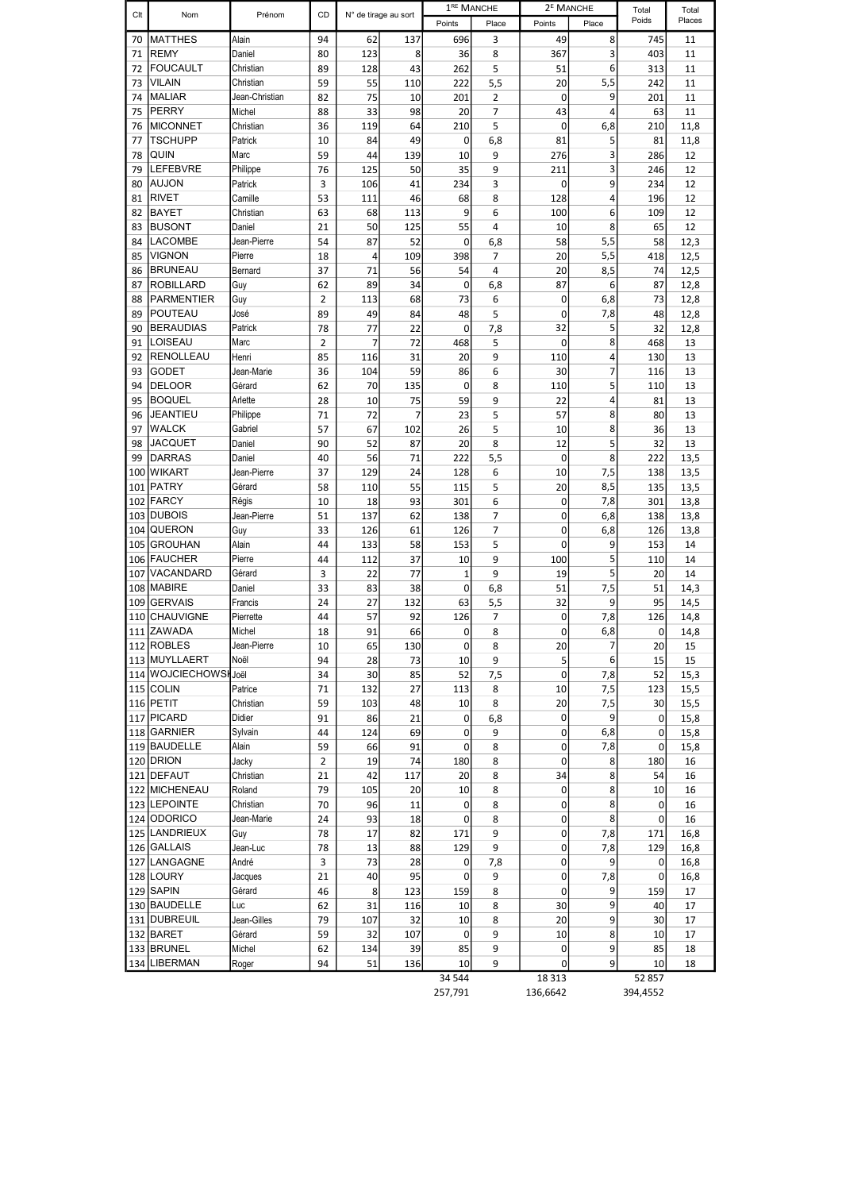| Clt | Nom | Prénom | CD | N° de tirage au sort | | 1RE MANCHE | | 2E MANCHE | | Total | Total |
|---|---|---|---|---|---|---|---|---|---|---|---|
| | | | | | | Points | Place | Points | Place | Poids | Places |
| 70 | MATTHES | Alain | 94 | 62 | 137 | 696 | 3 | 49 | 8 | 745 | 11 |
| 71 | REMY | Daniel | 80 | 123 | 8 | 36 | 8 | 367 | 3 | 403 | 11 |
| 72 | FOUCAULT | Christian | 89 | 128 | 43 | 262 | 5 | 51 | 6 | 313 | 11 |
| 73 | VILAIN | Christian | 59 | 55 | 110 | 222 | 5,5 | 20 | 5,5 | 242 | 11 |
| 74 | MALIAR | Jean-Christian | 82 | 75 | 10 | 201 | 2 | 0 | 9 | 201 | 11 |
| 75 | PERRY | Michel | 88 | 33 | 98 | 20 | 7 | 43 | 4 | 63 | 11 |
| 76 | MICONNET | Christian | 36 | 119 | 64 | 210 | 5 | 0 | 6,8 | 210 | 11,8 |
| 77 | TSCHUPP | Patrick | 10 | 84 | 49 | 0 | 6,8 | 81 | 5 | 81 | 11,8 |
| 78 | QUIN | Marc | 59 | 44 | 139 | 10 | 9 | 276 | 3 | 286 | 12 |
| 79 | LEFEBVRE | Philippe | 76 | 125 | 50 | 35 | 9 | 211 | 3 | 246 | 12 |
| 80 | AUJON | Patrick | 3 | 106 | 41 | 234 | 3 | 0 | 9 | 234 | 12 |
| 81 | RIVET | Camille | 53 | 111 | 46 | 68 | 8 | 128 | 4 | 196 | 12 |
| 82 | BAYET | Christian | 63 | 68 | 113 | 9 | 6 | 100 | 6 | 109 | 12 |
| 83 | BUSONT | Daniel | 21 | 50 | 125 | 55 | 4 | 10 | 8 | 65 | 12 |
| 84 | LACOMBE | Jean-Pierre | 54 | 87 | 52 | 0 | 6,8 | 58 | 5,5 | 58 | 12,3 |
| 85 | VIGNON | Pierre | 18 | 4 | 109 | 398 | 7 | 20 | 5,5 | 418 | 12,5 |
| 86 | BRUNEAU | Bernard | 37 | 71 | 56 | 54 | 4 | 20 | 8,5 | 74 | 12,5 |
| 87 | ROBILLARD | Guy | 62 | 89 | 34 | 0 | 6,8 | 87 | 6 | 87 | 12,8 |
| 88 | PARMENTIER | Guy | 2 | 113 | 68 | 73 | 6 | 0 | 6,8 | 73 | 12,8 |
| 89 | POUTEAU | José | 89 | 49 | 84 | 48 | 5 | 0 | 7,8 | 48 | 12,8 |
| 90 | BERAUDIAS | Patrick | 78 | 77 | 22 | 0 | 7,8 | 32 | 5 | 32 | 12,8 |
| 91 | LOISEAU | Marc | 2 | 7 | 72 | 468 | 5 | 0 | 8 | 468 | 13 |
| 92 | RENOLLEAU | Henri | 85 | 116 | 31 | 20 | 9 | 110 | 4 | 130 | 13 |
| 93 | GODET | Jean-Marie | 36 | 104 | 59 | 86 | 6 | 30 | 7 | 116 | 13 |
| 94 | DELOOR | Gérard | 62 | 70 | 135 | 0 | 8 | 110 | 5 | 110 | 13 |
| 95 | BOQUEL | Arlette | 28 | 10 | 75 | 59 | 9 | 22 | 4 | 81 | 13 |
| 96 | JEANTIEU | Philippe | 71 | 72 | 7 | 23 | 5 | 57 | 8 | 80 | 13 |
| 97 | WALCK | Gabriel | 57 | 67 | 102 | 26 | 5 | 10 | 8 | 36 | 13 |
| 98 | JACQUET | Daniel | 90 | 52 | 87 | 20 | 8 | 12 | 5 | 32 | 13 |
| 99 | DARRAS | Daniel | 40 | 56 | 71 | 222 | 5,5 | 0 | 8 | 222 | 13,5 |
| 100 | WIKART | Jean-Pierre | 37 | 129 | 24 | 128 | 6 | 10 | 7,5 | 138 | 13,5 |
| 101 | PATRY | Gérard | 58 | 110 | 55 | 115 | 5 | 20 | 8,5 | 135 | 13,5 |
| 102 | FARCY | Régis | 10 | 18 | 93 | 301 | 6 | 0 | 7,8 | 301 | 13,8 |
| 103 | DUBOIS | Jean-Pierre | 51 | 137 | 62 | 138 | 7 | 0 | 6,8 | 138 | 13,8 |
| 104 | QUERON | Guy | 33 | 126 | 61 | 126 | 7 | 0 | 6,8 | 126 | 13,8 |
| 105 | GROUHAN | Alain | 44 | 133 | 58 | 153 | 5 | 0 | 9 | 153 | 14 |
| 106 | FAUCHER | Pierre | 44 | 112 | 37 | 10 | 9 | 100 | 5 | 110 | 14 |
| 107 | VACANDARD | Gérard | 3 | 22 | 77 | 1 | 9 | 19 | 5 | 20 | 14 |
| 108 | MABIRE | Daniel | 33 | 83 | 38 | 0 | 6,8 | 51 | 7,5 | 51 | 14,3 |
| 109 | GERVAIS | Francis | 24 | 27 | 132 | 63 | 5,5 | 32 | 9 | 95 | 14,5 |
| 110 | CHAUVIGNE | Pierrette | 44 | 57 | 92 | 126 | 7 | 0 | 7,8 | 126 | 14,8 |
| 111 | ZAWADA | Michel | 18 | 91 | 66 | 0 | 8 | 0 | 6,8 | 0 | 14,8 |
| 112 | ROBLES | Jean-Pierre | 10 | 65 | 130 | 0 | 8 | 20 | 7 | 20 | 15 |
| 113 | MUYLLAERT | Noël | 94 | 28 | 73 | 10 | 9 | 5 | 6 | 15 | 15 |
| 114 | WOJCIECHOWSKI | Joël | 34 | 30 | 85 | 52 | 7,5 | 0 | 7,8 | 52 | 15,3 |
| 115 | COLIN | Patrice | 71 | 132 | 27 | 113 | 8 | 10 | 7,5 | 123 | 15,5 |
| 116 | PETIT | Christian | 59 | 103 | 48 | 10 | 8 | 20 | 7,5 | 30 | 15,5 |
| 117 | PICARD | Didier | 91 | 86 | 21 | 0 | 6,8 | 0 | 9 | 0 | 15,8 |
| 118 | GARNIER | Sylvain | 44 | 124 | 69 | 0 | 9 | 0 | 6,8 | 0 | 15,8 |
| 119 | BAUDELLE | Alain | 59 | 66 | 91 | 0 | 8 | 0 | 7,8 | 0 | 15,8 |
| 120 | DRION | Jacky | 2 | 19 | 74 | 180 | 8 | 0 | 8 | 180 | 16 |
| 121 | DEFAUT | Christian | 21 | 42 | 117 | 20 | 8 | 34 | 8 | 54 | 16 |
| 122 | MICHENEAU | Roland | 79 | 105 | 20 | 10 | 8 | 0 | 8 | 10 | 16 |
| 123 | LEPOINTE | Christian | 70 | 96 | 11 | 0 | 8 | 0 | 8 | 0 | 16 |
| 124 | ODORICO | Jean-Marie | 24 | 93 | 18 | 0 | 8 | 0 | 8 | 0 | 16 |
| 125 | LANDRIEUX | Guy | 78 | 17 | 82 | 171 | 9 | 0 | 7,8 | 171 | 16,8 |
| 126 | GALLAIS | Jean-Luc | 78 | 13 | 88 | 129 | 9 | 0 | 7,8 | 129 | 16,8 |
| 127 | LANGAGNE | André | 3 | 73 | 28 | 0 | 7,8 | 0 | 9 | 0 | 16,8 |
| 128 | LOURY | Jacques | 21 | 40 | 95 | 0 | 9 | 0 | 7,8 | 0 | 16,8 |
| 129 | SAPIN | Gérard | 46 | 8 | 123 | 159 | 8 | 0 | 9 | 159 | 17 |
| 130 | BAUDELLE | Luc | 62 | 31 | 116 | 10 | 8 | 30 | 9 | 40 | 17 |
| 131 | DUBREUIL | Jean-Gilles | 79 | 107 | 32 | 10 | 8 | 20 | 9 | 30 | 17 |
| 132 | BARET | Gérard | 59 | 32 | 107 | 0 | 9 | 10 | 8 | 10 | 17 |
| 133 | BRUNEL | Michel | 62 | 134 | 39 | 85 | 9 | 0 | 9 | 85 | 18 |
| 134 | LIBERMAN | Roger | 94 | 51 | 136 | 10 | 9 | 0 | 9 | 10 | 18 |
| | | | | | | 34 544 | | 18 313 | | 52 857 | |
| | | | | | | 257,791 | | 136,6642 | | 394,4552 | |